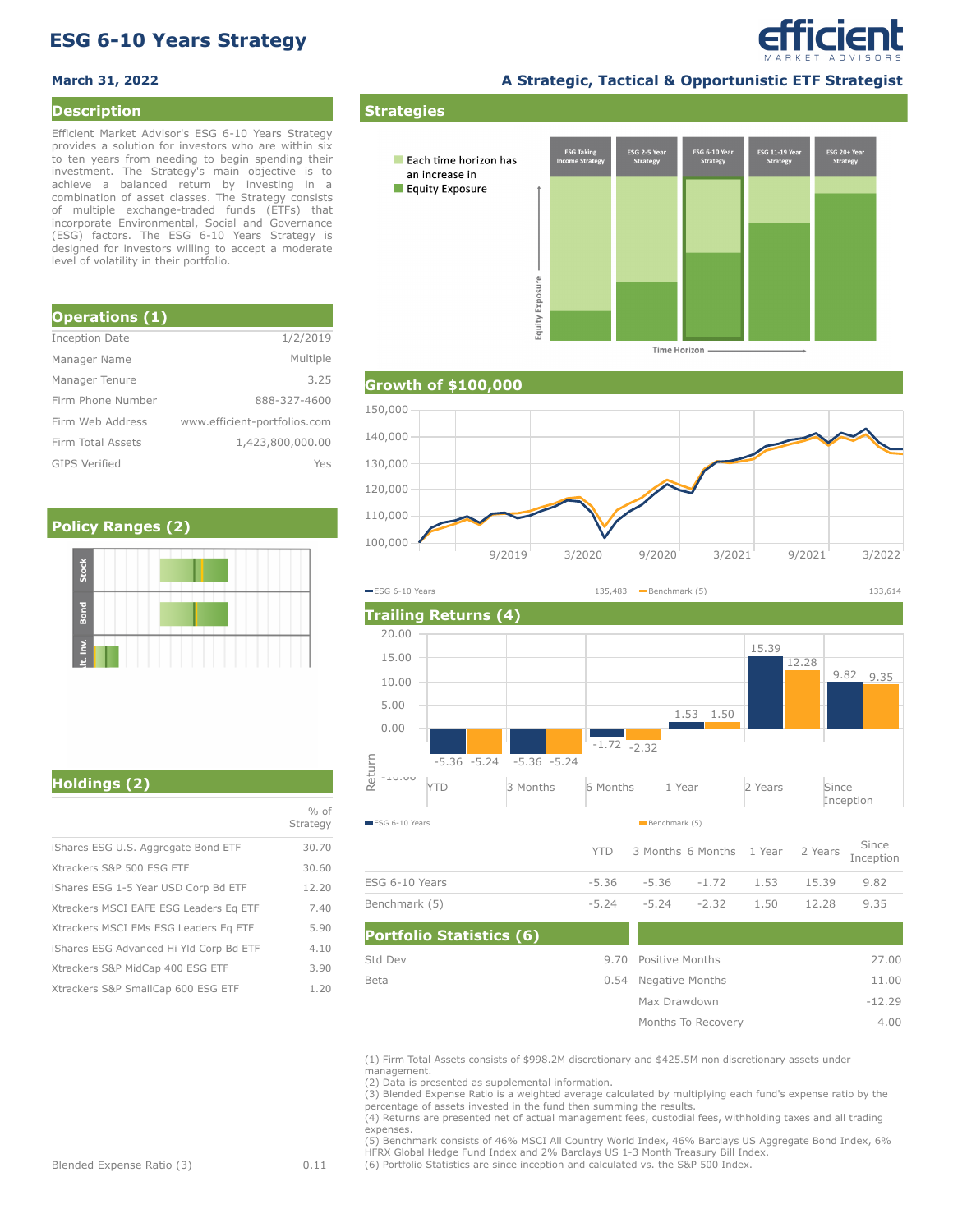# ESG 6-10 Years Strategy

**March 31, 2022**

**A Strategic, Tactical & Opportunistic ETF Strategist**

## Description

Efficient Market Advisor's ESG 6-10 Years Strategy provides a solution for investors who are within six to ten years from needing to begin spending their investment. The Strategy's main objective is to achieve a balanced return by investing in a combination of asset classes. The Strategy consists of multiple exchange-traded funds (ETFs) that incorporate Environmental, Social and Governance (ESG) factors. The ESG 6-10 Years Strategy is designed for investors willing to accept a moderate level of volatility in their portfolio.

## Strategies

Each time horizon has an increase in Equity Exposure

ESG Taking Income Strategy | ESG 2-5 Year Strategy | ESG 6-10 Year Strategy | ESG 11-19 Year Strategy | ESG 20+ Year Strategy

Equity Exposure — Time Horizon

## Operations (1)

| | |
|---|---|
| Inception Date | 1/2/2019 |
| Manager Name | Multiple |
| Manager Tenure | 3.25 |
| Firm Phone Number | 888-327-4600 |
| Firm Web Address | www.efficient-portfolios.com |
| Firm Total Assets | 1,423,800,000.00 |
| GIPS Verified | Yes |

## Growth of $100,000

| | |
|---|---|
| ESG 6-10 Years | 135,483 |
| Benchmark (5) | 133,614 |

## Policy Ranges (2)

Stock, Bond, Alt. Inv.

## Trailing Returns (4)

| | YTD | 3 Months | 6 Months | 1 Year | 2 Years | Since Inception |
|---|---|---|---|---|---|---|
| ESG 6-10 Years | -5.36 | -5.36 | -1.72 | 1.53 | 15.39 | 9.82 |
| Benchmark (5) | -5.24 | -5.24 | -2.32 | 1.50 | 12.28 | 9.35 |

## Holdings (2)

| | % of Strategy |
|---|---|
| iShares ESG U.S. Aggregate Bond ETF | 30.70 |
| Xtrackers S&P 500 ESG ETF | 30.60 |
| iShares ESG 1-5 Year USD Corp Bd ETF | 12.20 |
| Xtrackers MSCI EAFE ESG Leaders Eq ETF | 7.40 |
| Xtrackers MSCI EMs ESG Leaders Eq ETF | 5.90 |
| iShares ESG Advanced Hi Yld Corp Bd ETF | 4.10 |
| Xtrackers S&P MidCap 400 ESG ETF | 3.90 |
| Xtrackers S&P SmallCap 600 ESG ETF | 1.20 |

Blended Expense Ratio (3) 0.11

## Portfolio Statistics (6)

| | | | |
|---|---|---|---|
| Std Dev | 9.70 | Positive Months | 27.00 |
| Beta | 0.54 | Negative Months | 11.00 |
| | | Max Drawdown | -12.29 |
| | | Months To Recovery | 4.00 |

(1) Firm Total Assets consists of $998.2M discretionary and $425.5M non discretionary assets under management.
(2) Data is presented as supplemental information.
(3) Blended Expense Ratio is a weighted average calculated by multiplying each fund's expense ratio by the percentage of assets invested in the fund then summing the results.
(4) Returns are presented net of actual management fees, custodial fees, withholding taxes and all trading expenses.
(5) Benchmark consists of 46% MSCI All Country World Index, 46% Barclays US Aggregate Bond Index, 6% HFRX Global Hedge Fund Index and 2% Barclays US 1-3 Month Treasury Bill Index.
(6) Portfolio Statistics are since inception and calculated vs. the S&P 500 Index.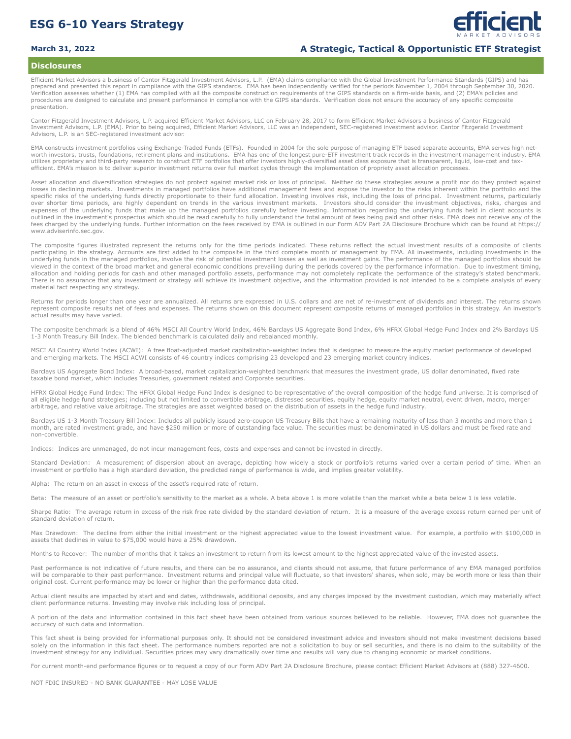# ESG 6-10 Years Strategy

**March 31, 2022** **A Strategic, Tactical & Opportunistic ETF Strategist**

## Disclosures

Efficient Market Advisors a business of Cantor Fitzgerald Investment Advisors, L.P. (EMA) claims compliance with the Global Investment Performance Standards (GIPS) and has prepared and presented this report in compliance with the GIPS standards. EMA has been independently verified for the periods November 1, 2004 through September 30, 2020. Verification assesses whether (1) EMA has complied with all the composite construction requirements of the GIPS standards on a firm-wide basis, and (2) EMA's policies and procedures are designed to calculate and present performance in compliance with the GIPS standards. Verification does not ensure the accuracy of any specific composite presentation.

Cantor Fitzgerald Investment Advisors, L.P. acquired Efficient Market Advisors, LLC on February 28, 2017 to form Efficient Market Advisors a business of Cantor Fitzgerald Investment Advisors, L.P. (EMA). Prior to being acquired, Efficient Market Advisors, LLC was an independent, SEC-registered investment advisor. Cantor Fitzgerald Investment Advisors, L.P. is an SEC-registered investment advisor.

EMA constructs investment portfolios using Exchange-Traded Funds (ETFs). Founded in 2004 for the sole purpose of managing ETF based separate accounts, EMA serves high net-worth investors, trusts, foundations, retirement plans and institutions. EMA has one of the longest pure-ETF investment track records in the investment management industry. EMA utilizes proprietary and third-party research to construct ETF portfolios that offer investors highly-diversified asset class exposure that is transparent, liquid, low-cost and tax-efficient. EMA's mission is to deliver superior investment returns over full market cycles through the implementation of propriety asset allocation processes.

Asset allocation and diversification strategies do not protect against market risk or loss of principal. Neither do these strategies assure a profit nor do they protect against losses in declining markets. Investments in managed portfolios have additional management fees and expose the investor to the risks inherent within the portfolio and the specific risks of the underlying funds directly proportionate to their fund allocation. Investing involves risk, including the loss of principal. Investment returns, particularly over shorter time periods, are highly dependent on trends in the various investment markets. Investors should consider the investment objectives, risks, charges and expenses of the underlying funds that make up the managed portfolios carefully before investing. Information regarding the underlying funds held in client accounts is outlined in the investment's prospectus which should be read carefully to fully understand the total amount of fees being paid and other risks. EMA does not receive any of the fees charged by the underlying funds. Further information on the fees received by EMA is outlined in our Form ADV Part 2A Disclosure Brochure which can be found at https://www.adviserinfo.sec.gov.

The composite figures illustrated represent the returns only for the time periods indicated. These returns reflect the actual investment results of a composite of clients participating in the strategy. Accounts are first added to the composite in the third complete month of management by EMA. All investments, including investments in the underlying funds in the managed portfolios, involve the risk of potential investment losses as well as investment gains. The performance of the managed portfolios should be viewed in the context of the broad market and general economic conditions prevailing during the periods covered by the performance information. Due to investment timing, allocation and holding periods for cash and other managed portfolio assets, performance may not completely replicate the performance of the strategy's stated benchmark. There is no assurance that any investment or strategy will achieve its investment objective, and the information provided is not intended to be a complete analysis of every material fact respecting any strategy.

Returns for periods longer than one year are annualized. All returns are expressed in U.S. dollars and are net of re-investment of dividends and interest. The returns shown represent composite results net of fees and expenses. The returns shown on this document represent composite returns of managed portfolios in this strategy. An investor's actual results may have varied.

The composite benchmark is a blend of 46% MSCI All Country World Index, 46% Barclays US Aggregate Bond Index, 6% HFRX Global Hedge Fund Index and 2% Barclays US 1-3 Month Treasury Bill Index. The blended benchmark is calculated daily and rebalanced monthly.

MSCI All Country World Index (ACWI): A free float-adjusted market capitalization-weighted index that is designed to measure the equity market performance of developed and emerging markets. The MSCI ACWI consists of 46 country indices comprising 23 developed and 23 emerging market country indices.

Barclays US Aggregate Bond Index: A broad-based, market capitalization-weighted benchmark that measures the investment grade, US dollar denominated, fixed rate taxable bond market, which includes Treasuries, government related and Corporate securities.

HFRX Global Hedge Fund Index: The HFRX Global Hedge Fund Index is designed to be representative of the overall composition of the hedge fund universe. It is comprised of all eligible hedge fund strategies; including but not limited to convertible arbitrage, distressed securities, equity hedge, equity market neutral, event driven, macro, merger arbitrage, and relative value arbitrage. The strategies are asset weighted based on the distribution of assets in the hedge fund industry.

Barclays US 1-3 Month Treasury Bill Index: Includes all publicly issued zero-coupon US Treasury Bills that have a remaining maturity of less than 3 months and more than 1 month, are rated investment grade, and have $250 million or more of outstanding face value. The securities must be denominated in US dollars and must be fixed rate and non-convertible.

Indices: Indices are unmanaged, do not incur management fees, costs and expenses and cannot be invested in directly.

Standard Deviation: A measurement of dispersion about an average, depicting how widely a stock or portfolio's returns varied over a certain period of time. When an investment or portfolio has a high standard deviation, the predicted range of performance is wide, and implies greater volatility.

Alpha: The return on an asset in excess of the asset's required rate of return.

Beta: The measure of an asset or portfolio's sensitivity to the market as a whole. A beta above 1 is more volatile than the market while a beta below 1 is less volatile.

Sharpe Ratio: The average return in excess of the risk free rate divided by the standard deviation of return. It is a measure of the average excess return earned per unit of standard deviation of return.

Max Drawdown: The decline from either the initial investment or the highest appreciated value to the lowest investment value. For example, a portfolio with $100,000 in assets that declines in value to $75,000 would have a 25% drawdown.

Months to Recover: The number of months that it takes an investment to return from its lowest amount to the highest appreciated value of the invested assets.

Past performance is not indicative of future results, and there can be no assurance, and clients should not assume, that future performance of any EMA managed portfolios will be comparable to their past performance. Investment returns and principal value will fluctuate, so that investors' shares, when sold, may be worth more or less than their original cost. Current performance may be lower or higher than the performance data cited.

Actual client results are impacted by start and end dates, withdrawals, additional deposits, and any charges imposed by the investment custodian, which may materially affect client performance returns. Investing may involve risk including loss of principal.

A portion of the data and information contained in this fact sheet have been obtained from various sources believed to be reliable. However, EMA does not guarantee the accuracy of such data and information.

This fact sheet is being provided for informational purposes only. It should not be considered investment advice and investors should not make investment decisions based solely on the information in this fact sheet. The performance numbers reported are not a solicitation to buy or sell securities, and there is no claim to the suitability of the investment strategy for any individual. Securities prices may vary dramatically over time and results will vary due to changing economic or market conditions.

For current month-end performance figures or to request a copy of our Form ADV Part 2A Disclosure Brochure, please contact Efficient Market Advisors at (888) 327-4600.

NOT FDIC INSURED - NO BANK GUARANTEE - MAY LOSE VALUE